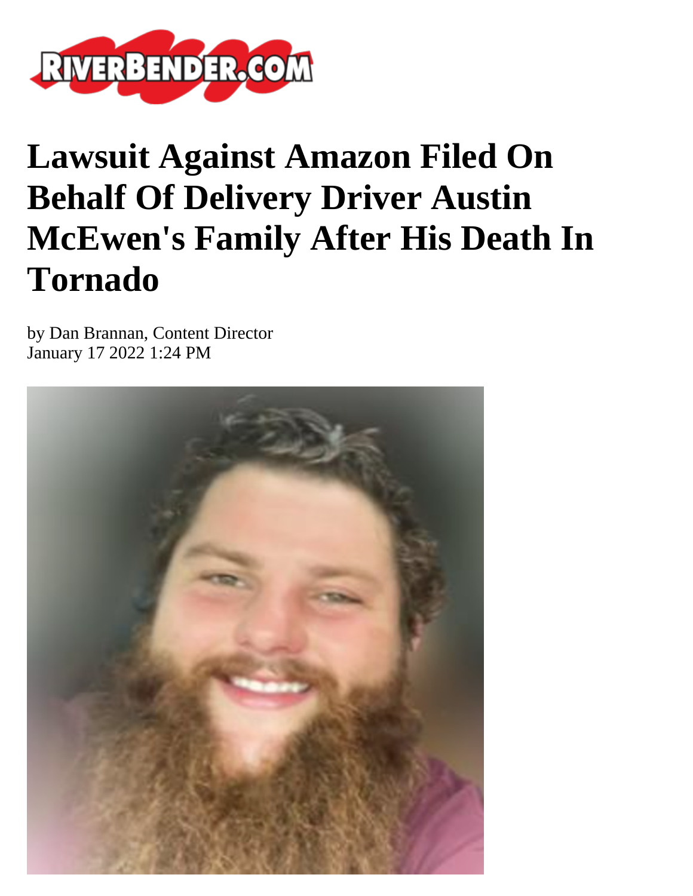# Lawsuit Against Amazon Filed On Behalf Of Delivery Driver Austin McEwen's Family After His Death In Tornado

by Dan Brannan, Content Director
January 17 2022 1:24 PM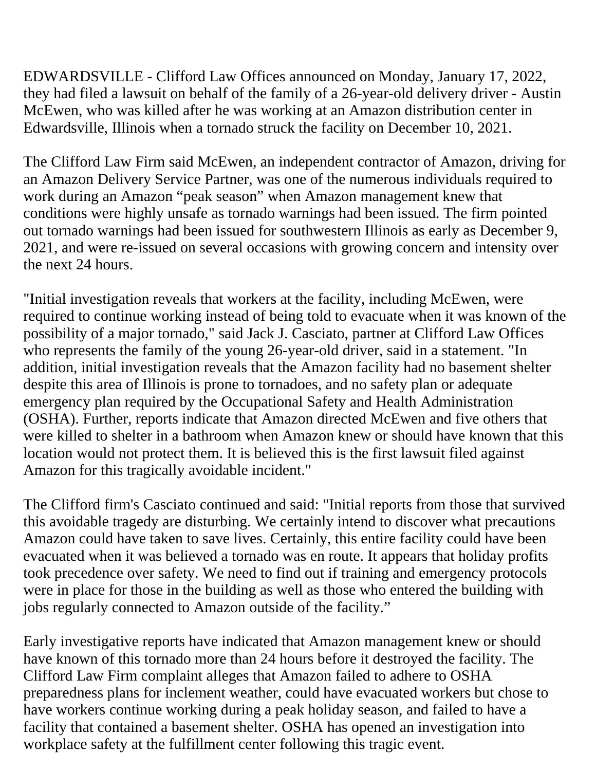EDWARDSVILLE - Clifford Law Offices announced on Monday, January 17, 2022, they had filed a lawsuit on behalf of the family of a 26-year-old delivery driver - Austin McEwen, who was killed after he was working at an Amazon distribution center in Edwardsville, Illinois when a tornado struck the facility on December 10, 2021.

The Clifford Law Firm said McEwen, an independent contractor of Amazon, driving for an Amazon Delivery Service Partner, was one of the numerous individuals required to work during an Amazon "peak season" when Amazon management knew that conditions were highly unsafe as tornado warnings had been issued. The firm pointed out tornado warnings had been issued for southwestern Illinois as early as December 9, 2021, and were re-issued on several occasions with growing concern and intensity over the next 24 hours.

"Initial investigation reveals that workers at the facility, including McEwen, were required to continue working instead of being told to evacuate when it was known of the possibility of a major tornado," said Jack J. Casciato, partner at Clifford Law Offices who represents the family of the young 26-year-old driver, said in a statement. "In addition, initial investigation reveals that the Amazon facility had no basement shelter despite this area of Illinois is prone to tornadoes, and no safety plan or adequate emergency plan required by the Occupational Safety and Health Administration (OSHA). Further, reports indicate that Amazon directed McEwen and five others that were killed to shelter in a bathroom when Amazon knew or should have known that this location would not protect them. It is believed this is the first lawsuit filed against Amazon for this tragically avoidable incident."

The Clifford firm's Casciato continued and said: "Initial reports from those that survived this avoidable tragedy are disturbing. We certainly intend to discover what precautions Amazon could have taken to save lives. Certainly, this entire facility could have been evacuated when it was believed a tornado was en route. It appears that holiday profits took precedence over safety. We need to find out if training and emergency protocols were in place for those in the building as well as those who entered the building with jobs regularly connected to Amazon outside of the facility."

Early investigative reports have indicated that Amazon management knew or should have known of this tornado more than 24 hours before it destroyed the facility. The Clifford Law Firm complaint alleges that Amazon failed to adhere to OSHA preparedness plans for inclement weather, could have evacuated workers but chose to have workers continue working during a peak holiday season, and failed to have a facility that contained a basement shelter. OSHA has opened an investigation into workplace safety at the fulfillment center following this tragic event.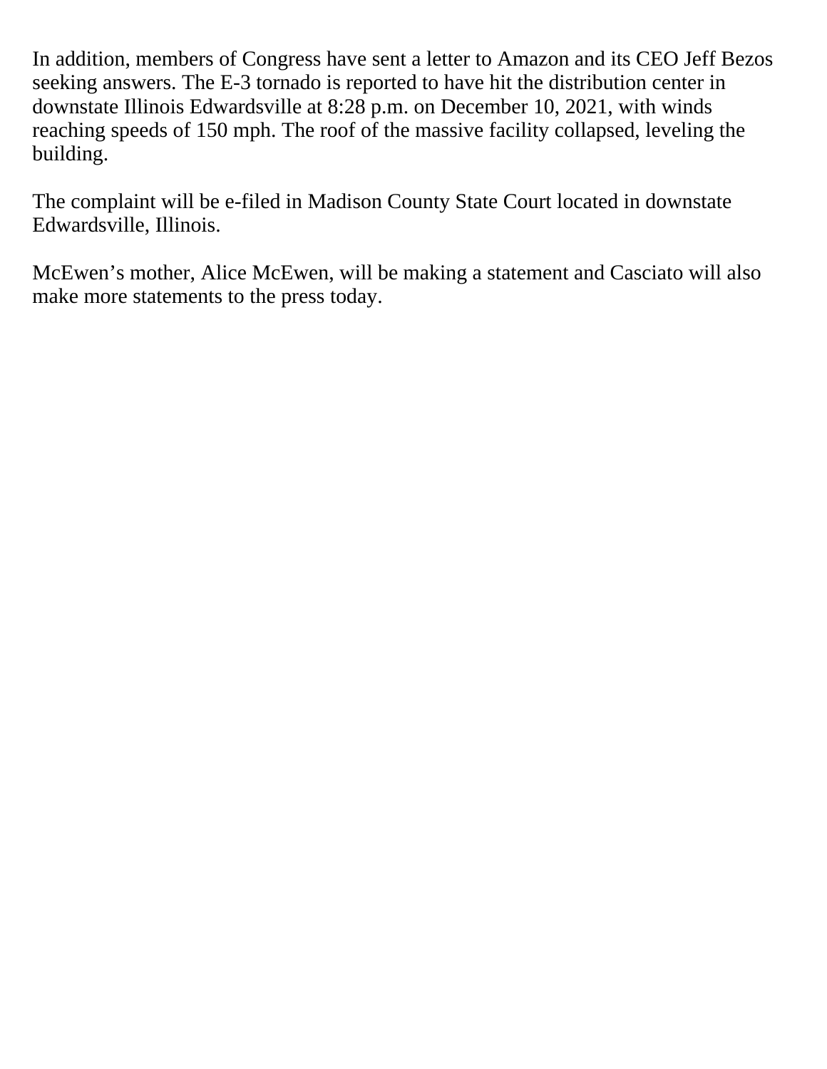In addition, members of Congress have sent a letter to Amazon and its CEO Jeff Bezos seeking answers. The E-3 tornado is reported to have hit the distribution center in downstate Illinois Edwardsville at 8:28 p.m. on December 10, 2021, with winds reaching speeds of 150 mph. The roof of the massive facility collapsed, leveling the building.

The complaint will be e-filed in Madison County State Court located in downstate Edwardsville, Illinois.

McEwen's mother, Alice McEwen, will be making a statement and Casciato will also make more statements to the press today.